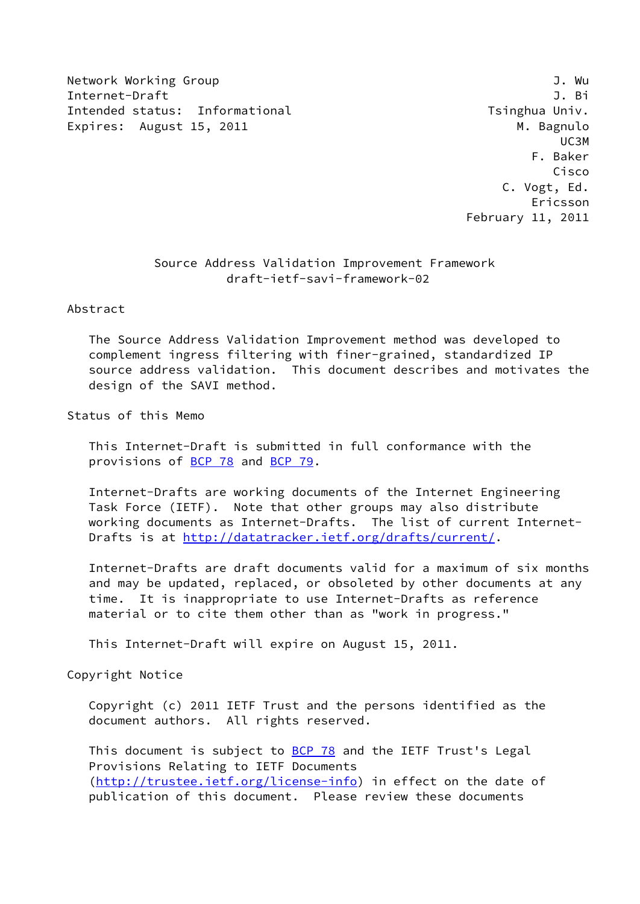Network Working Group J. Wu
Internet-Draft J. Bi
Intended status: Informational Tsinghua Univ.
Expires: August 15, 2011 M. Bagnulo
UC3M
F. Baker
Cisco
C. Vogt, Ed.
Ericsson
February 11, 2011

# Source Address Validation Improvement Framework
draft-ietf-savi-framework-02

## Abstract

The Source Address Validation Improvement method was developed to complement ingress filtering with finer-grained, standardized IP source address validation. This document describes and motivates the design of the SAVI method.

## Status of this Memo

This Internet-Draft is submitted in full conformance with the provisions of BCP 78 and BCP 79.

Internet-Drafts are working documents of the Internet Engineering Task Force (IETF). Note that other groups may also distribute working documents as Internet-Drafts. The list of current Internet-Drafts is at http://datatracker.ietf.org/drafts/current/.

Internet-Drafts are draft documents valid for a maximum of six months and may be updated, replaced, or obsoleted by other documents at any time. It is inappropriate to use Internet-Drafts as reference material or to cite them other than as "work in progress."

This Internet-Draft will expire on August 15, 2011.

## Copyright Notice

Copyright (c) 2011 IETF Trust and the persons identified as the document authors. All rights reserved.

This document is subject to BCP 78 and the IETF Trust's Legal Provisions Relating to IETF Documents (http://trustee.ietf.org/license-info) in effect on the date of publication of this document. Please review these documents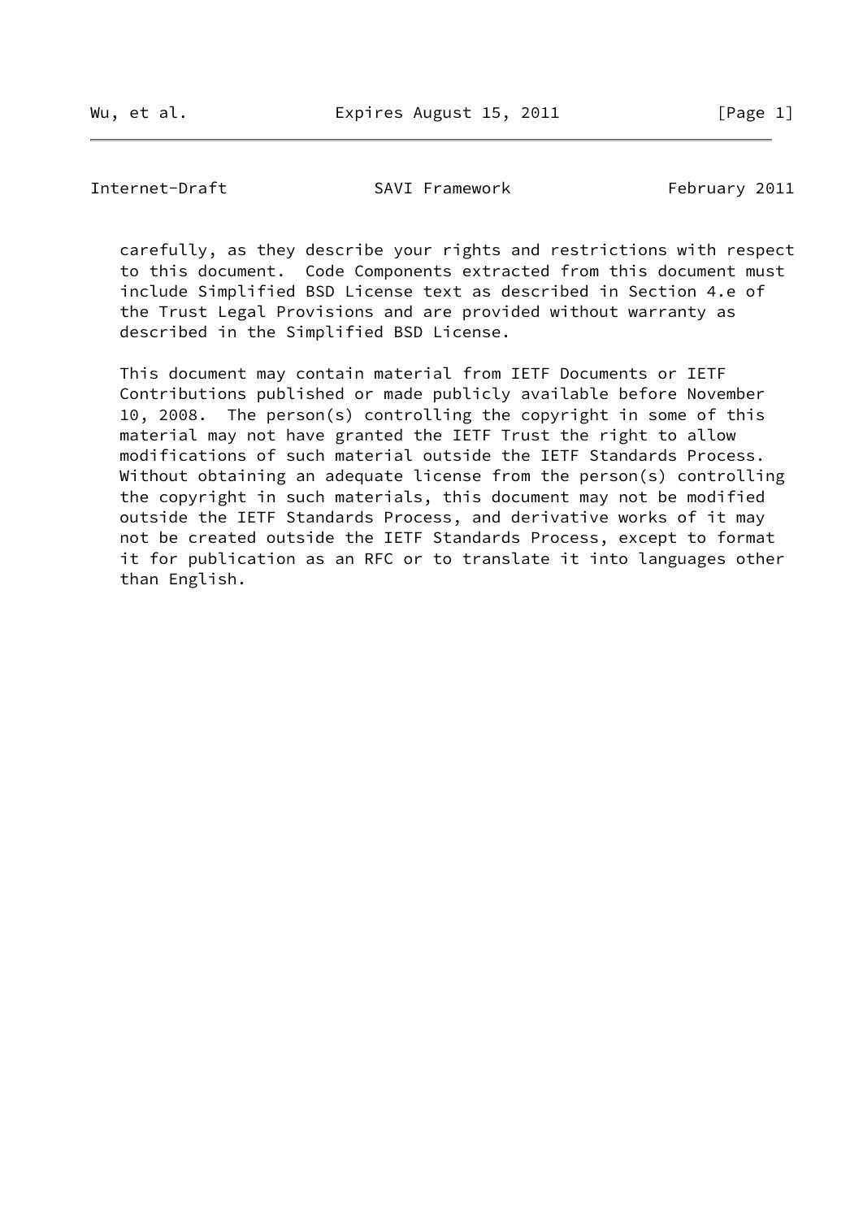carefully, as they describe your rights and restrictions with respect to this document. Code Components extracted from this document must include Simplified BSD License text as described in Section 4.e of the Trust Legal Provisions and are provided without warranty as described in the Simplified BSD License.

This document may contain material from IETF Documents or IETF Contributions published or made publicly available before November 10, 2008. The person(s) controlling the copyright in some of this material may not have granted the IETF Trust the right to allow modifications of such material outside the IETF Standards Process. Without obtaining an adequate license from the person(s) controlling the copyright in such materials, this document may not be modified outside the IETF Standards Process, and derivative works of it may not be created outside the IETF Standards Process, except to format it for publication as an RFC or to translate it into languages other than English.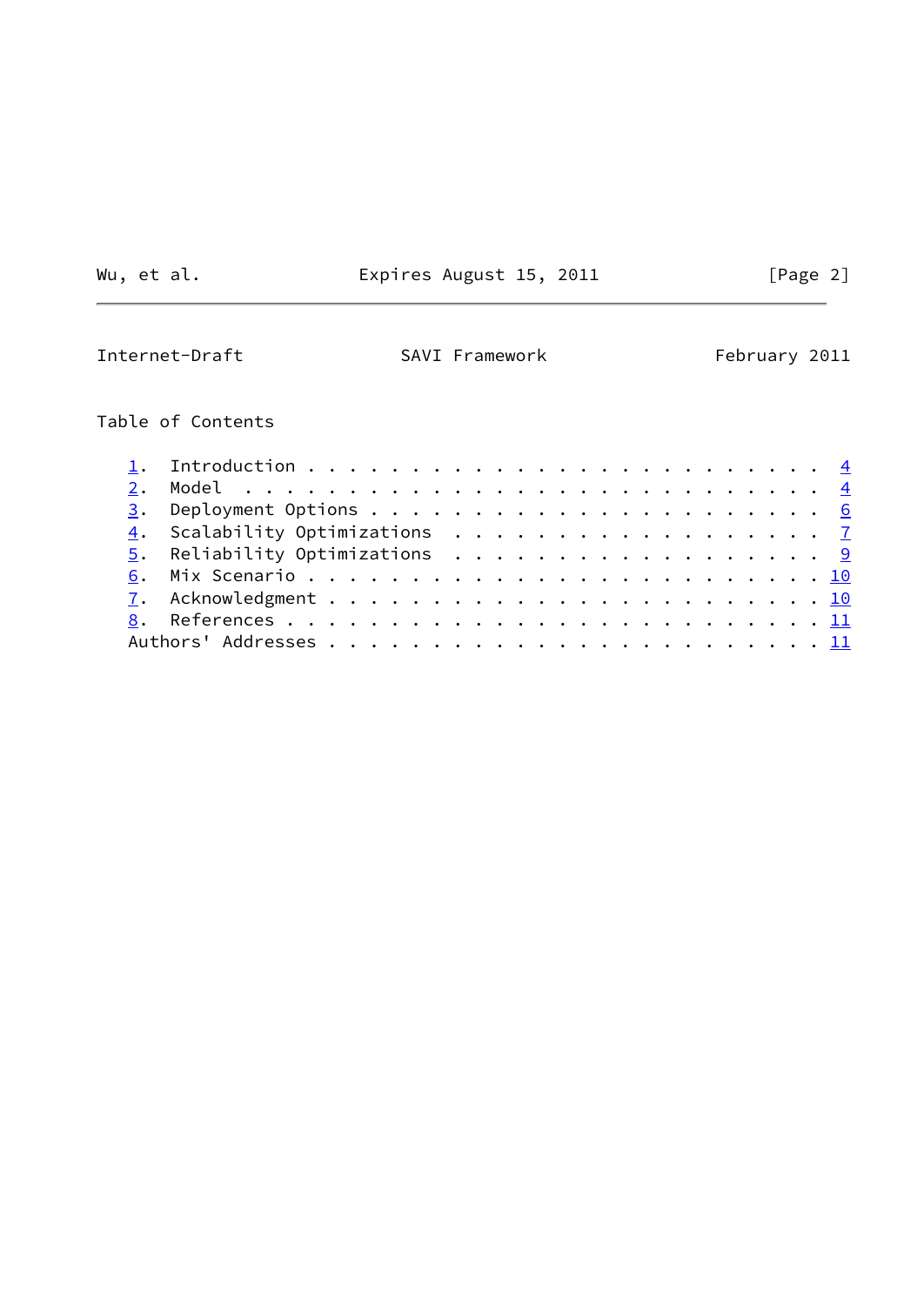Table of Contents

1. Introduction . . . . . . . . . . . . . . . . . . . . . . . . 4
2. Model . . . . . . . . . . . . . . . . . . . . . . . . . . . 4
3. Deployment Options . . . . . . . . . . . . . . . . . . . . . 6
4. Scalability Optimizations . . . . . . . . . . . . . . . . . 7
5. Reliability Optimizations . . . . . . . . . . . . . . . . . 9
6. Mix Scenario . . . . . . . . . . . . . . . . . . . . . . . . 10
7. Acknowledgment . . . . . . . . . . . . . . . . . . . . . . . 10
8. References . . . . . . . . . . . . . . . . . . . . . . . . . 11

Authors' Addresses . . . . . . . . . . . . . . . . . . . . . . . 11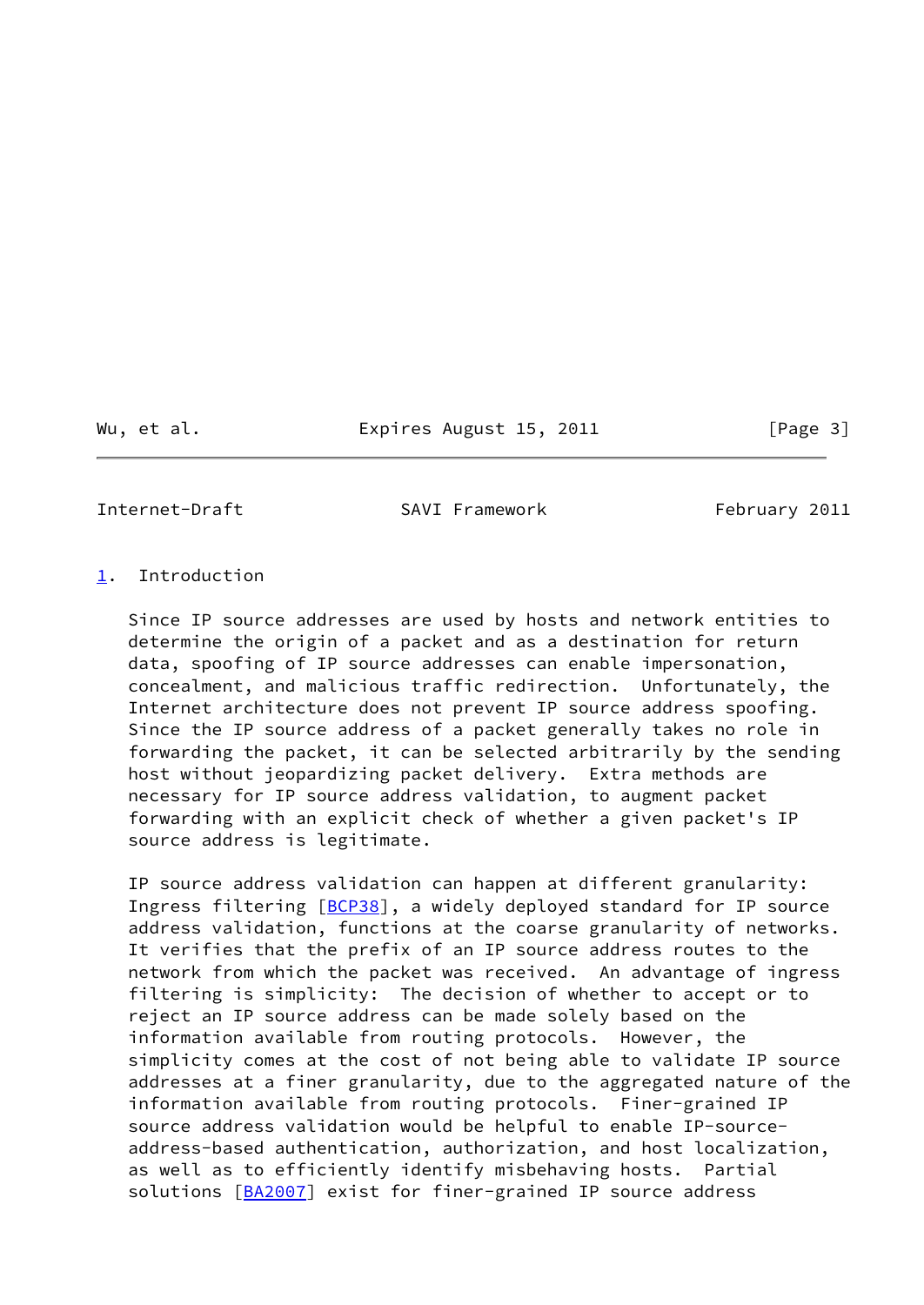## 1. Introduction

Since IP source addresses are used by hosts and network entities to determine the origin of a packet and as a destination for return data, spoofing of IP source addresses can enable impersonation, concealment, and malicious traffic redirection. Unfortunately, the Internet architecture does not prevent IP source address spoofing. Since the IP source address of a packet generally takes no role in forwarding the packet, it can be selected arbitrarily by the sending host without jeopardizing packet delivery. Extra methods are necessary for IP source address validation, to augment packet forwarding with an explicit check of whether a given packet's IP source address is legitimate.

IP source address validation can happen at different granularity: Ingress filtering [BCP38], a widely deployed standard for IP source address validation, functions at the coarse granularity of networks. It verifies that the prefix of an IP source address routes to the network from which the packet was received. An advantage of ingress filtering is simplicity: The decision of whether to accept or to reject an IP source address can be made solely based on the information available from routing protocols. However, the simplicity comes at the cost of not being able to validate IP source addresses at a finer granularity, due to the aggregated nature of the information available from routing protocols. Finer-grained IP source address validation would be helpful to enable IP-source-address-based authentication, authorization, and host localization, as well as to efficiently identify misbehaving hosts. Partial solutions [BA2007] exist for finer-grained IP source address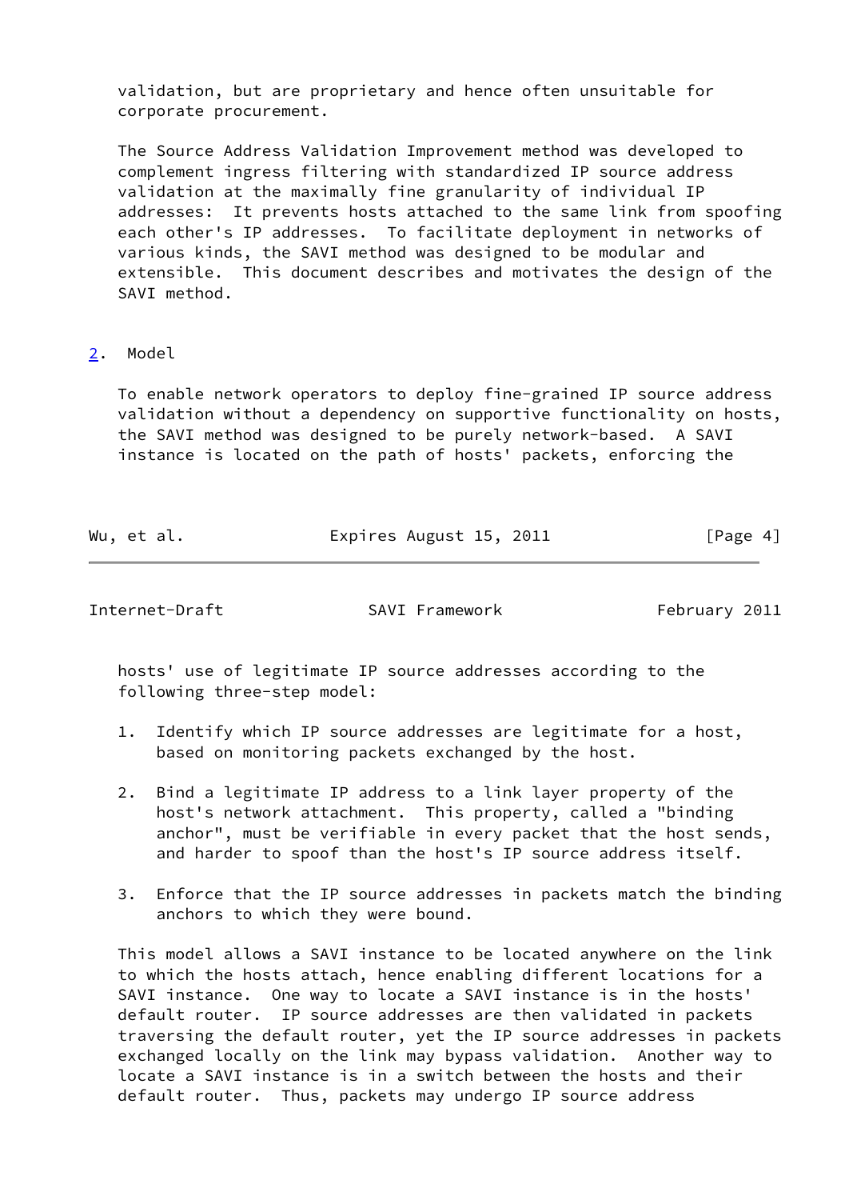validation, but are proprietary and hence often unsuitable for corporate procurement.

The Source Address Validation Improvement method was developed to complement ingress filtering with standardized IP source address validation at the maximally fine granularity of individual IP addresses: It prevents hosts attached to the same link from spoofing each other's IP addresses. To facilitate deployment in networks of various kinds, the SAVI method was designed to be modular and extensible. This document describes and motivates the design of the SAVI method.

## 2. Model

To enable network operators to deploy fine-grained IP source address validation without a dependency on supportive functionality on hosts, the SAVI method was designed to be purely network-based. A SAVI instance is located on the path of hosts' packets, enforcing the hosts' use of legitimate IP source addresses according to the following three-step model:

1. Identify which IP source addresses are legitimate for a host, based on monitoring packets exchanged by the host.

2. Bind a legitimate IP address to a link layer property of the host's network attachment. This property, called a "binding anchor", must be verifiable in every packet that the host sends, and harder to spoof than the host's IP source address itself.

3. Enforce that the IP source addresses in packets match the binding anchors to which they were bound.

This model allows a SAVI instance to be located anywhere on the link to which the hosts attach, hence enabling different locations for a SAVI instance. One way to locate a SAVI instance is in the hosts' default router. IP source addresses are then validated in packets traversing the default router, yet the IP source addresses in packets exchanged locally on the link may bypass validation. Another way to locate a SAVI instance is in a switch between the hosts and their default router. Thus, packets may undergo IP source address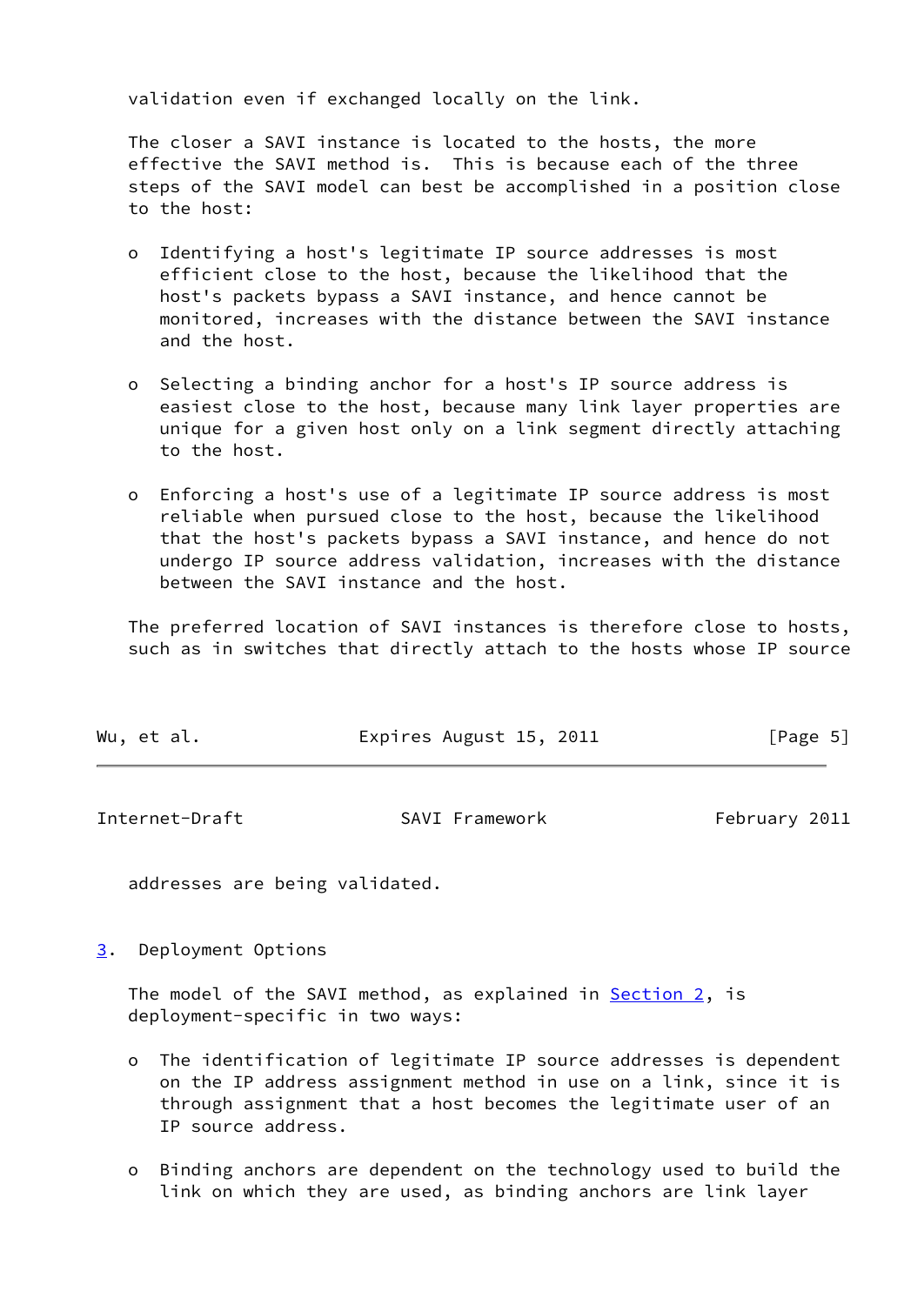validation even if exchanged locally on the link.

The closer a SAVI instance is located to the hosts, the more effective the SAVI method is. This is because each of the three steps of the SAVI model can best be accomplished in a position close to the host:

- Identifying a host's legitimate IP source addresses is most efficient close to the host, because the likelihood that the host's packets bypass a SAVI instance, and hence cannot be monitored, increases with the distance between the SAVI instance and the host.
- Selecting a binding anchor for a host's IP source address is easiest close to the host, because many link layer properties are unique for a given host only on a link segment directly attaching to the host.
- Enforcing a host's use of a legitimate IP source address is most reliable when pursued close to the host, because the likelihood that the host's packets bypass a SAVI instance, and hence do not undergo IP source address validation, increases with the distance between the SAVI instance and the host.

The preferred location of SAVI instances is therefore close to hosts, such as in switches that directly attach to the hosts whose IP source addresses are being validated.

## 3. Deployment Options

The model of the SAVI method, as explained in Section 2, is deployment-specific in two ways:

- The identification of legitimate IP source addresses is dependent on the IP address assignment method in use on a link, since it is through assignment that a host becomes the legitimate user of an IP source address.
- Binding anchors are dependent on the technology used to build the link on which they are used, as binding anchors are link layer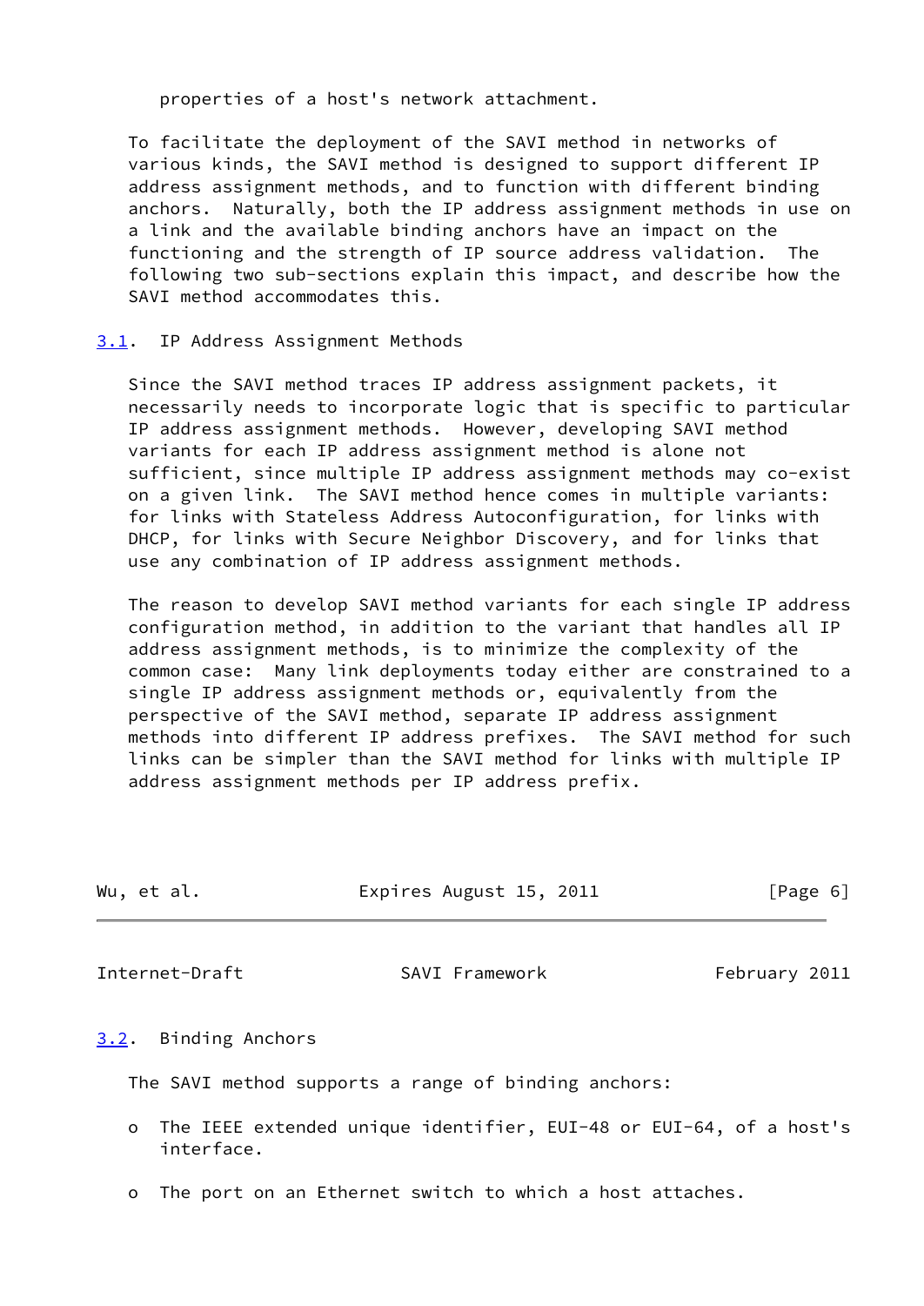properties of a host's network attachment.

To facilitate the deployment of the SAVI method in networks of various kinds, the SAVI method is designed to support different IP address assignment methods, and to function with different binding anchors. Naturally, both the IP address assignment methods in use on a link and the available binding anchors have an impact on the functioning and the strength of IP source address validation. The following two sub-sections explain this impact, and describe how the SAVI method accommodates this.

### 3.1. IP Address Assignment Methods

Since the SAVI method traces IP address assignment packets, it necessarily needs to incorporate logic that is specific to particular IP address assignment methods. However, developing SAVI method variants for each IP address assignment method is alone not sufficient, since multiple IP address assignment methods may co-exist on a given link. The SAVI method hence comes in multiple variants: for links with Stateless Address Autoconfiguration, for links with DHCP, for links with Secure Neighbor Discovery, and for links that use any combination of IP address assignment methods.

The reason to develop SAVI method variants for each single IP address configuration method, in addition to the variant that handles all IP address assignment methods, is to minimize the complexity of the common case: Many link deployments today either are constrained to a single IP address assignment methods or, equivalently from the perspective of the SAVI method, separate IP address assignment methods into different IP address prefixes. The SAVI method for such links can be simpler than the SAVI method for links with multiple IP address assignment methods per IP address prefix.

### 3.2. Binding Anchors

The SAVI method supports a range of binding anchors:

- The IEEE extended unique identifier, EUI-48 or EUI-64, of a host's interface.
- The port on an Ethernet switch to which a host attaches.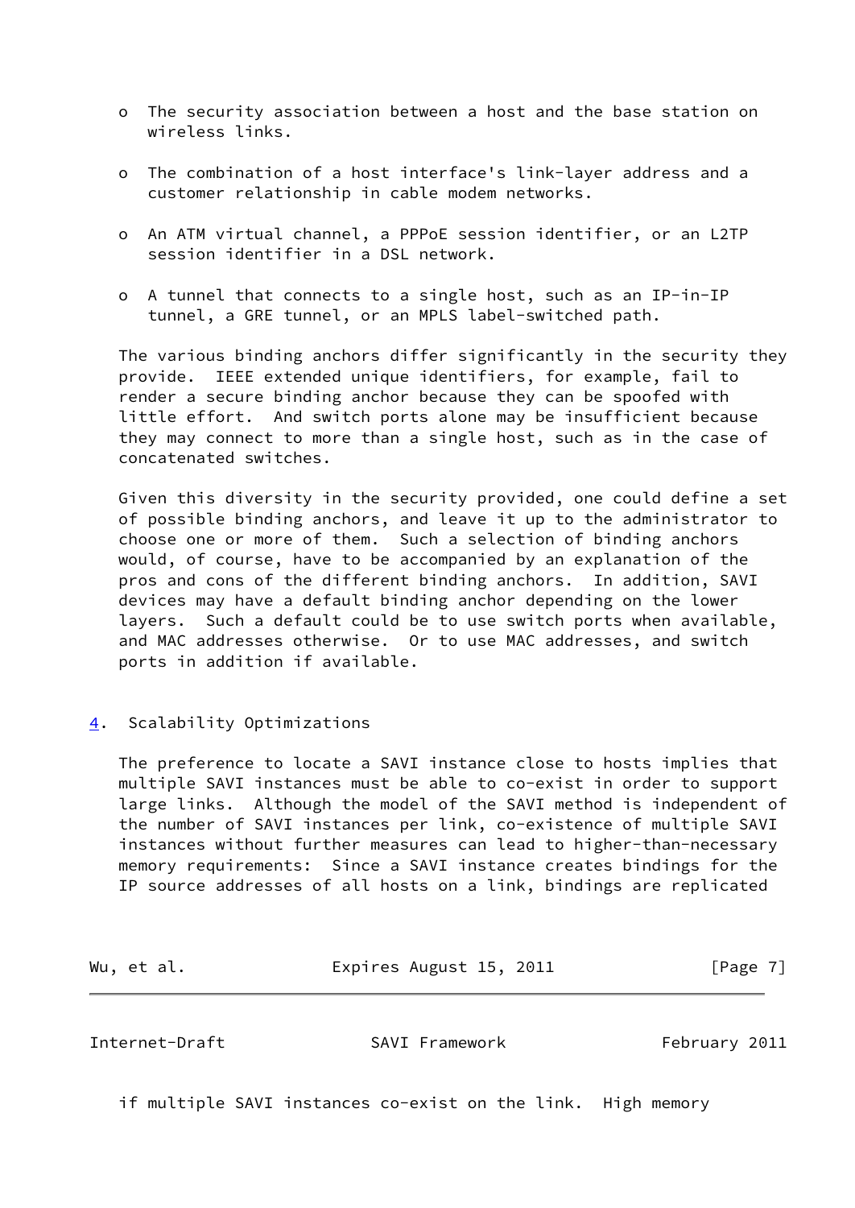- The security association between a host and the base station on wireless links.
- The combination of a host interface's link-layer address and a customer relationship in cable modem networks.
- An ATM virtual channel, a PPPoE session identifier, or an L2TP session identifier in a DSL network.
- A tunnel that connects to a single host, such as an IP-in-IP tunnel, a GRE tunnel, or an MPLS label-switched path.

The various binding anchors differ significantly in the security they provide. IEEE extended unique identifiers, for example, fail to render a secure binding anchor because they can be spoofed with little effort. And switch ports alone may be insufficient because they may connect to more than a single host, such as in the case of concatenated switches.

Given this diversity in the security provided, one could define a set of possible binding anchors, and leave it up to the administrator to choose one or more of them. Such a selection of binding anchors would, of course, have to be accompanied by an explanation of the pros and cons of the different binding anchors. In addition, SAVI devices may have a default binding anchor depending on the lower layers. Such a default could be to use switch ports when available, and MAC addresses otherwise. Or to use MAC addresses, and switch ports in addition if available.

## 4. Scalability Optimizations

The preference to locate a SAVI instance close to hosts implies that multiple SAVI instances must be able to co-exist in order to support large links. Although the model of the SAVI method is independent of the number of SAVI instances per link, co-existence of multiple SAVI instances without further measures can lead to higher-than-necessary memory requirements: Since a SAVI instance creates bindings for the IP source addresses of all hosts on a link, bindings are replicated if multiple SAVI instances co-exist on the link. High memory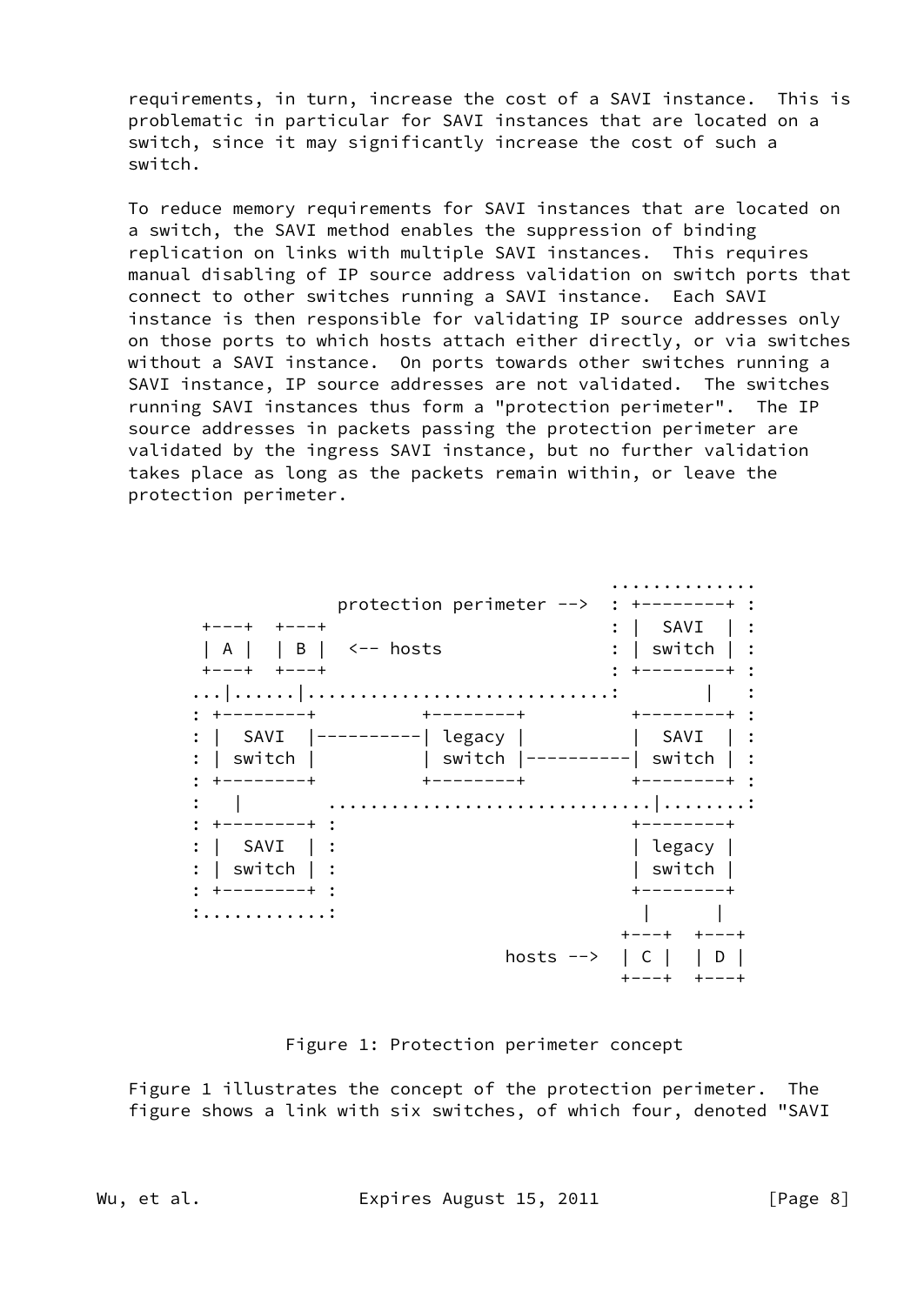requirements, in turn, increase the cost of a SAVI instance. This is problematic in particular for SAVI instances that are located on a switch, since it may significantly increase the cost of such a switch.

To reduce memory requirements for SAVI instances that are located on a switch, the SAVI method enables the suppression of binding replication on links with multiple SAVI instances. This requires manual disabling of IP source address validation on switch ports that connect to other switches running a SAVI instance. Each SAVI instance is then responsible for validating IP source addresses only on those ports to which hosts attach either directly, or via switches without a SAVI instance. On ports towards other switches running a SAVI instance, IP source addresses are not validated. The switches running SAVI instances thus form a "protection perimeter". The IP source addresses in packets passing the protection perimeter are validated by the ingress SAVI instance, but no further validation takes place as long as the packets remain within, or leave the protection perimeter.

```
                                                 ..............
               protection perimeter -->  : +--------+ :
 +---+  +---+                            : |  SAVI  | :
 | A |  | B |  <-- hosts                 : | switch | :
 +---+  +---+                            : +--------+ :
...|......|............................:        |   :
: +--------+          +--------+          +--------+ :
: |  SAVI  |----------| legacy |          |  SAVI  | :
: | switch |          | switch |----------| switch | :
: +--------+          +--------+          +--------+ :
:   |        ...............................|........:
: +--------+ :                            +--------+
: |  SAVI  | :                            | legacy |
: | switch | :                            | switch |
: +--------+ :                            +--------+
:............:                              |      |
                                          +---+  +---+
                             hosts -->    | C |  | D |
                                          +---+  +---+
```

Figure 1: Protection perimeter concept

Figure 1 illustrates the concept of the protection perimeter. The figure shows a link with six switches, of which four, denoted "SAVI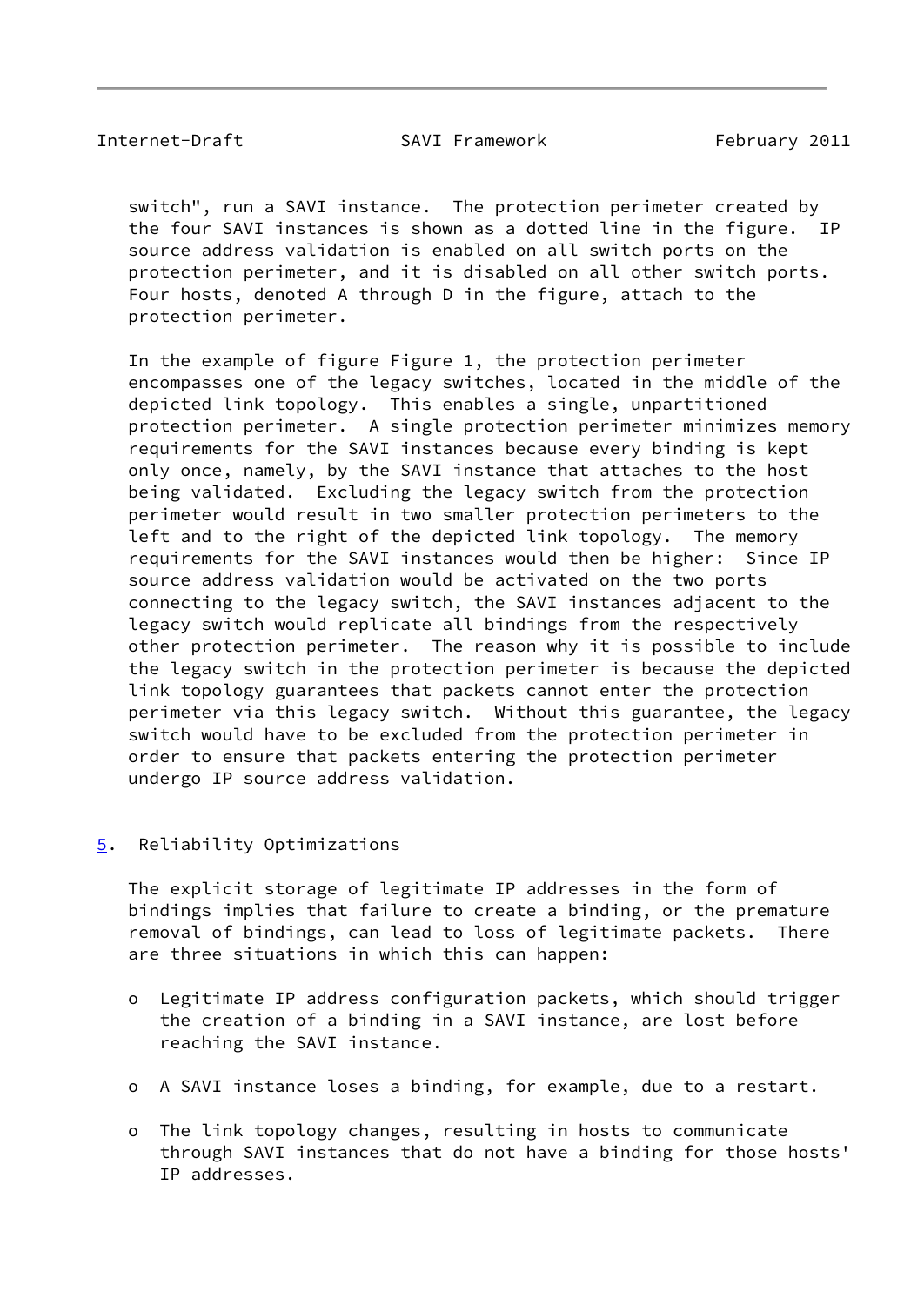switch", run a SAVI instance. The protection perimeter created by the four SAVI instances is shown as a dotted line in the figure. IP source address validation is enabled on all switch ports on the protection perimeter, and it is disabled on all other switch ports. Four hosts, denoted A through D in the figure, attach to the protection perimeter.

In the example of figure Figure 1, the protection perimeter encompasses one of the legacy switches, located in the middle of the depicted link topology. This enables a single, unpartitioned protection perimeter. A single protection perimeter minimizes memory requirements for the SAVI instances because every binding is kept only once, namely, by the SAVI instance that attaches to the host being validated. Excluding the legacy switch from the protection perimeter would result in two smaller protection perimeters to the left and to the right of the depicted link topology. The memory requirements for the SAVI instances would then be higher: Since IP source address validation would be activated on the two ports connecting to the legacy switch, the SAVI instances adjacent to the legacy switch would replicate all bindings from the respectively other protection perimeter. The reason why it is possible to include the legacy switch in the protection perimeter is because the depicted link topology guarantees that packets cannot enter the protection perimeter via this legacy switch. Without this guarantee, the legacy switch would have to be excluded from the protection perimeter in order to ensure that packets entering the protection perimeter undergo IP source address validation.

## 5. Reliability Optimizations

The explicit storage of legitimate IP addresses in the form of bindings implies that failure to create a binding, or the premature removal of bindings, can lead to loss of legitimate packets. There are three situations in which this can happen:

- Legitimate IP address configuration packets, which should trigger the creation of a binding in a SAVI instance, are lost before reaching the SAVI instance.
- A SAVI instance loses a binding, for example, due to a restart.
- The link topology changes, resulting in hosts to communicate through SAVI instances that do not have a binding for those hosts' IP addresses.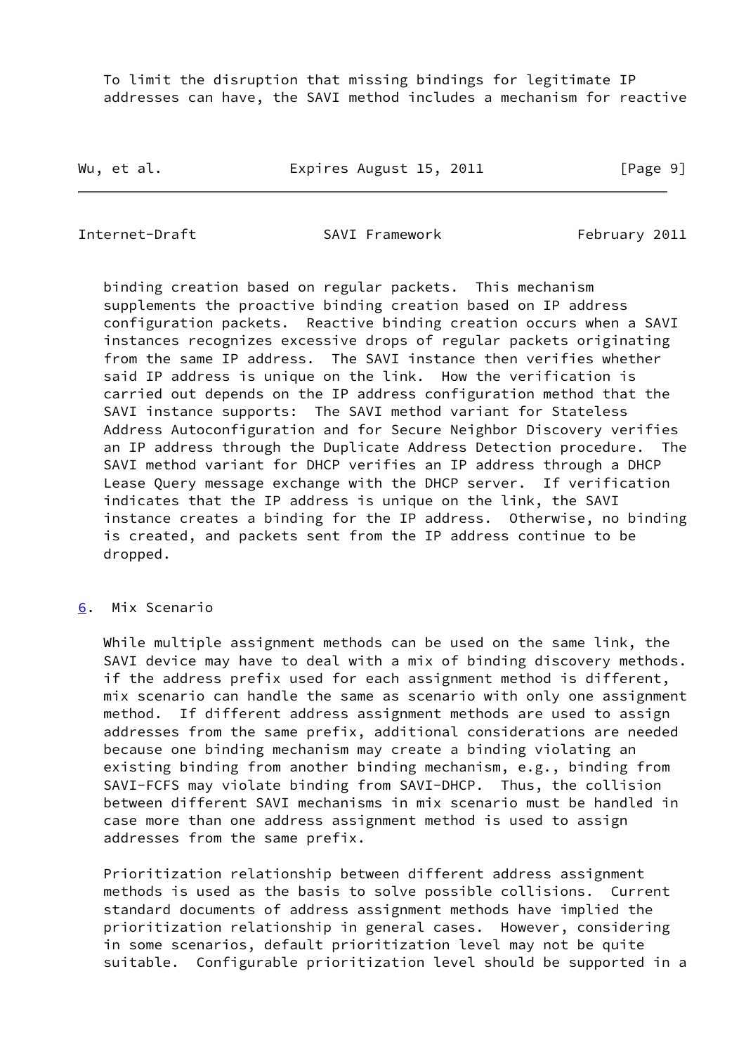To limit the disruption that missing bindings for legitimate IP addresses can have, the SAVI method includes a mechanism for reactive binding creation based on regular packets. This mechanism supplements the proactive binding creation based on IP address configuration packets. Reactive binding creation occurs when a SAVI instances recognizes excessive drops of regular packets originating from the same IP address. The SAVI instance then verifies whether said IP address is unique on the link. How the verification is carried out depends on the IP address configuration method that the SAVI instance supports: The SAVI method variant for Stateless Address Autoconfiguration and for Secure Neighbor Discovery verifies an IP address through the Duplicate Address Detection procedure. The SAVI method variant for DHCP verifies an IP address through a DHCP Lease Query message exchange with the DHCP server. If verification indicates that the IP address is unique on the link, the SAVI instance creates a binding for the IP address. Otherwise, no binding is created, and packets sent from the IP address continue to be dropped.

## 6. Mix Scenario

While multiple assignment methods can be used on the same link, the SAVI device may have to deal with a mix of binding discovery methods. if the address prefix used for each assignment method is different, mix scenario can handle the same as scenario with only one assignment method. If different address assignment methods are used to assign addresses from the same prefix, additional considerations are needed because one binding mechanism may create a binding violating an existing binding from another binding mechanism, e.g., binding from SAVI-FCFS may violate binding from SAVI-DHCP. Thus, the collision between different SAVI mechanisms in mix scenario must be handled in case more than one address assignment method is used to assign addresses from the same prefix.

Prioritization relationship between different address assignment methods is used as the basis to solve possible collisions. Current standard documents of address assignment methods have implied the prioritization relationship in general cases. However, considering in some scenarios, default prioritization level may not be quite suitable. Configurable prioritization level should be supported in a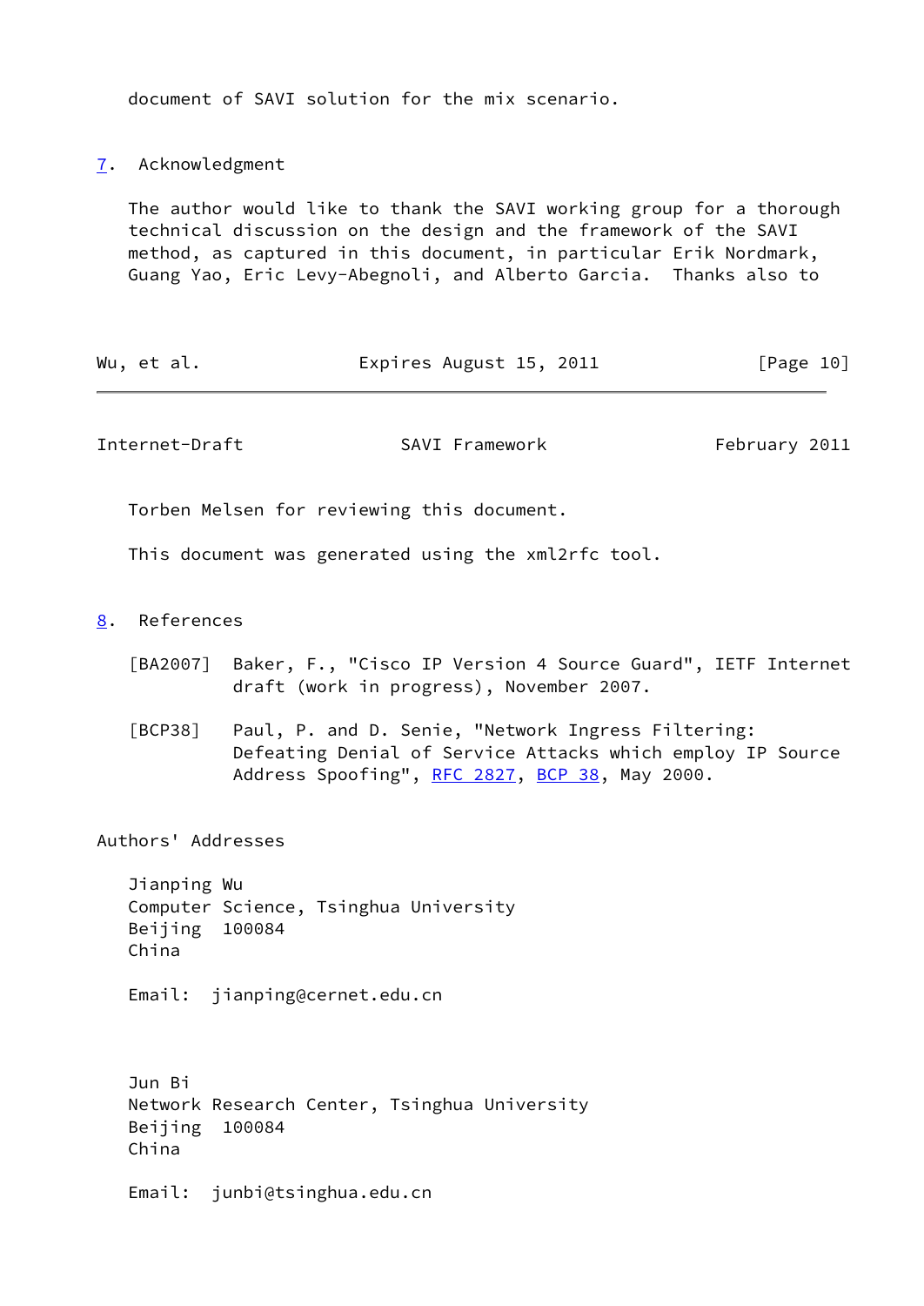document of SAVI solution for the mix scenario.

## 7. Acknowledgment

The author would like to thank the SAVI working group for a thorough technical discussion on the design and the framework of the SAVI method, as captured in this document, in particular Erik Nordmark, Guang Yao, Eric Levy-Abegnoli, and Alberto Garcia. Thanks also to Torben Melsen for reviewing this document.

This document was generated using the xml2rfc tool.

## 8. References

[BA2007] Baker, F., "Cisco IP Version 4 Source Guard", IETF Internet draft (work in progress), November 2007.

[BCP38] Paul, P. and D. Senie, "Network Ingress Filtering: Defeating Denial of Service Attacks which employ IP Source Address Spoofing", RFC 2827, BCP 38, May 2000.

## Authors' Addresses

Jianping Wu
Computer Science, Tsinghua University
Beijing 100084
China

Email: jianping@cernet.edu.cn

Jun Bi
Network Research Center, Tsinghua University
Beijing 100084
China

Email: junbi@tsinghua.edu.cn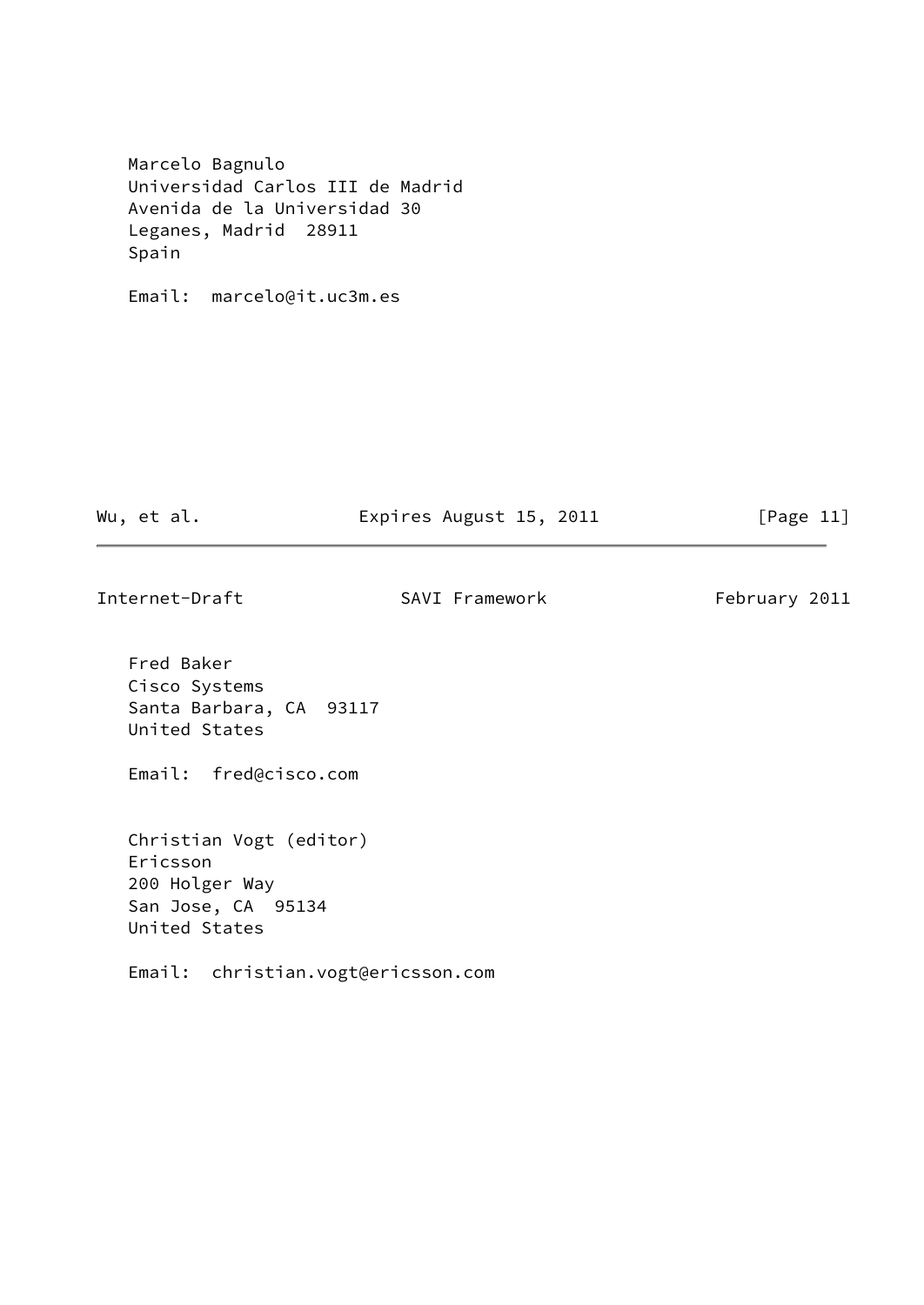Marcelo Bagnulo
Universidad Carlos III de Madrid
Avenida de la Universidad 30
Leganes, Madrid  28911
Spain

Email:  marcelo@it.uc3m.es

Fred Baker
Cisco Systems
Santa Barbara, CA  93117
United States

Email:  fred@cisco.com

Christian Vogt (editor)
Ericsson
200 Holger Way
San Jose, CA  95134
United States

Email:  christian.vogt@ericsson.com